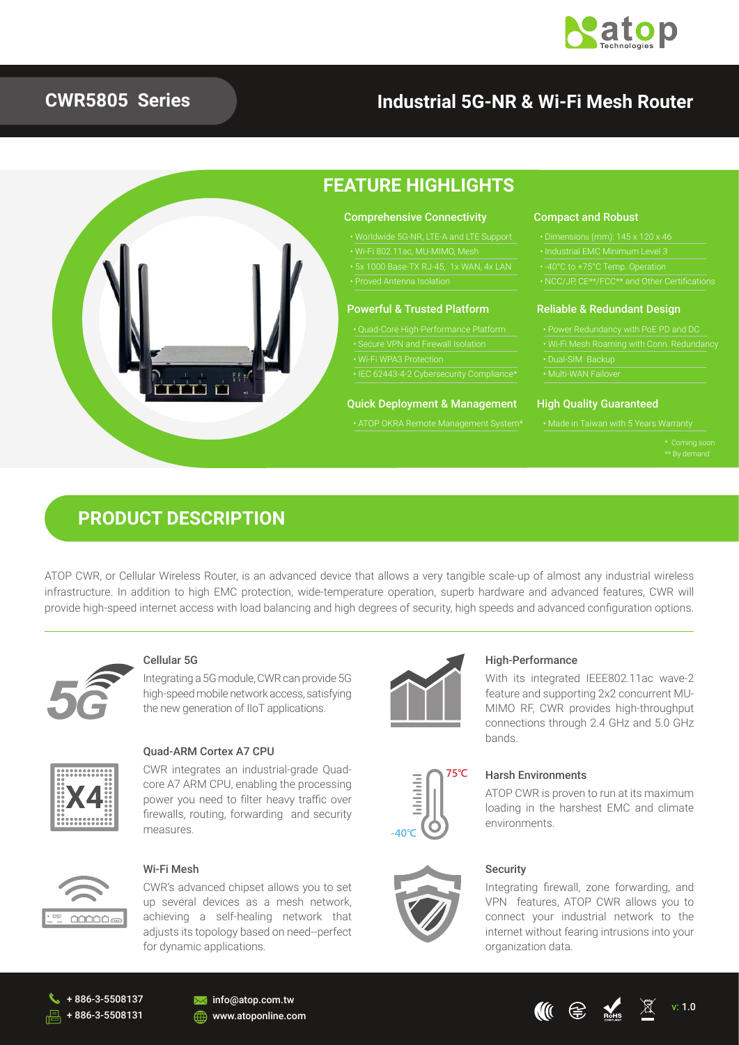# CWR5805 Series

## Industrial 5G-NR & Wi-Fi Mesh Router

## FEATURE HIGHLIGHTS

### Comprehensive Connectivity

- Worldwide 5G-NR, LTE-A and LTE Support
- Wi-Fi 802.11ac, MU-MIMO, Mesh
- 5x 1000 Base-TX RJ-45, 1x WAN, 4x LAN
- Proved Antenna Isolation

### Compact and Robust

- Dimensions (mm): 145 x 120 x 46
- Industrial EMC Minimum Level 3
- -40°C to +75°C Temp. Operation
- NCC/JP, CE**/FCC** and Other Certifications

### Powerful & Trusted Platform

- Quad-Core High-Performance Platform
- Secure VPN and Firewall Isolation
- Wi-Fi WPA3 Protection
- IEC 62443-4-2 Cybersecurity Compliance*

### Reliable & Redundant Design

- Power Redundancy with PoE PD and DC
- Wi-Fi Mesh Roaming with Conn. Redundancy
- Dual-SIM Backup
- Multi-WAN Failover

### Quick Deployment & Management

- ATOP OKRA Remote Management System*

### High Quality Guaranteed

- Made in Taiwan with 5 Years Warranty

\* Coming soon
\** By demand

## PRODUCT DESCRIPTION

ATOP CWR, or Cellular Wireless Router, is an advanced device that allows a very tangible scale-up of almost any industrial wireless infrastructure. In addition to high EMC protection, wide-temperature operation, superb hardware and advanced features, CWR will provide high-speed internet access with load balancing and high degrees of security, high speeds and advanced configuration options.

### Cellular 5G

Integrating a 5G module, CWR can provide 5G high-speed mobile network access, satisfying the new generation of IIoT applications.

### Quad-ARM Cortex A7 CPU

CWR integrates an industrial-grade Quad-core A7 ARM CPU, enabling the processing power you need to filter heavy traffic over firewalls, routing, forwarding and security measures.

### Wi-Fi Mesh

CWR's advanced chipset allows you to set up several devices as a mesh network, achieving a self-healing network that adjusts its topology based on need--perfect for dynamic applications.

### High-Performance

With its integrated IEEE802.11ac wave-2 feature and supporting 2x2 concurrent MU-MIMO RF, CWR provides high-throughput connections through 2.4 GHz and 5.0 GHz bands.

### Harsh Environments

ATOP CWR is proven to run at its maximum loading in the harshest EMC and climate environments.

### Security

Integrating firewall, zone forwarding, and VPN features, ATOP CWR allows you to connect your industrial network to the internet without fearing intrusions into your organization data.

+ 886-3-5508137
+ 886-3-5508131
info@atop.com.tw
www.atoponline.com

v: 1.0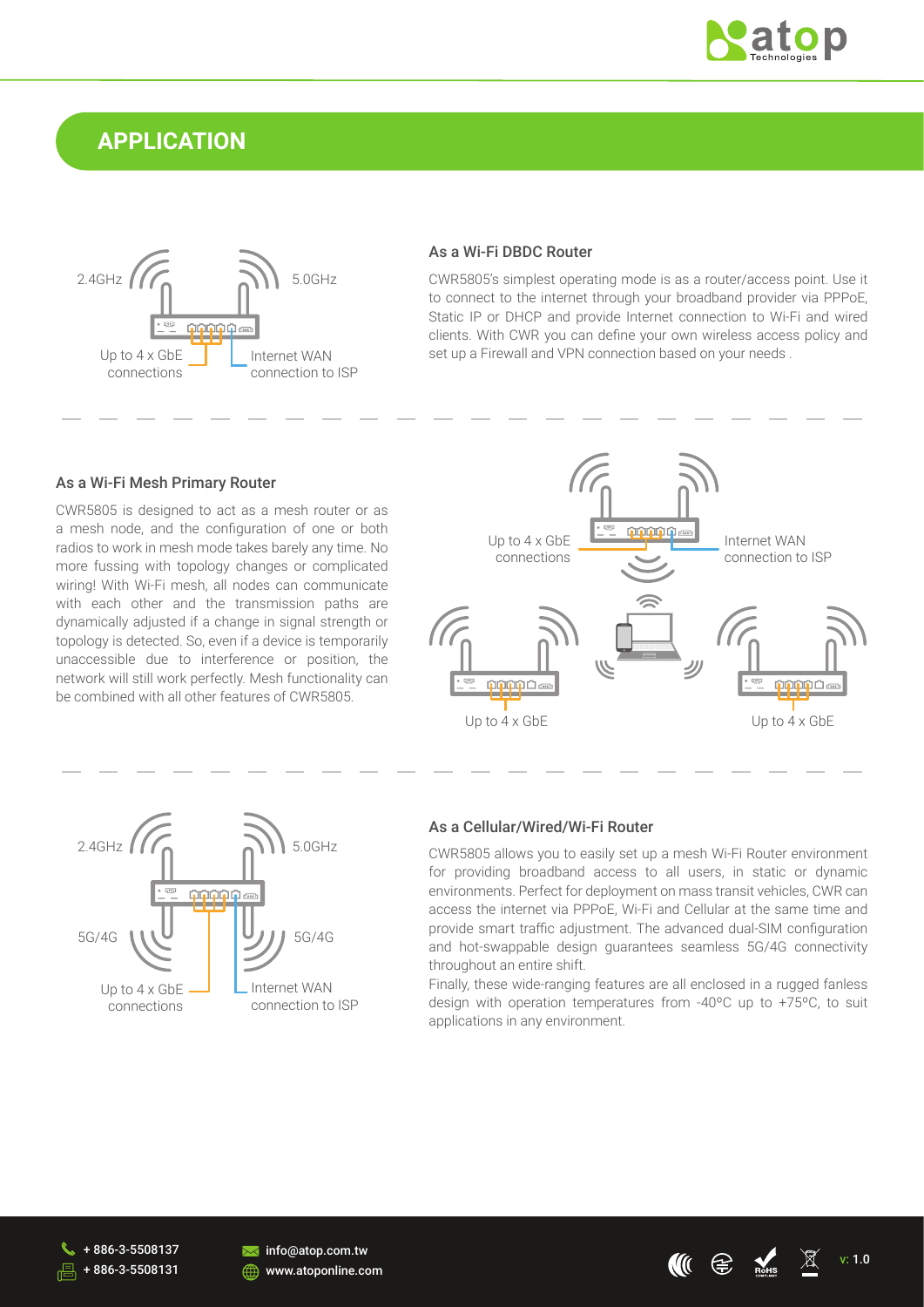## APPLICATION

2.4GHz 5.0GHz

Up to 4 x GbE connections

Internet WAN connection to ISP

### As a Wi-Fi DBDC Router

CWR5805's simplest operating mode is as a router/access point. Use it to connect to the internet through your broadband provider via PPPoE, Static IP or DHCP and provide Internet connection to Wi-Fi and wired clients. With CWR you can define your own wireless access policy and set up a Firewall and VPN connection based on your needs .

### As a Wi-Fi Mesh Primary Router

CWR5805 is designed to act as a mesh router or as a mesh node, and the configuration of one or both radios to work in mesh mode takes barely any time. No more fussing with topology changes or complicated wiring! With Wi-Fi mesh, all nodes can communicate with each other and the transmission paths are dynamically adjusted if a change in signal strength or topology is detected. So, even if a device is temporarily unaccessible due to interference or position, the network will still work perfectly. Mesh functionality can be combined with all other features of CWR5805.

Up to 4 x GbE connections

Internet WAN connection to ISP

Up to 4 x GbE

Up to 4 x GbE

2.4GHz 5.0GHz

5G/4G 5G/4G

Up to 4 x GbE connections

Internet WAN connection to ISP

### As a Cellular/Wired/Wi-Fi Router

CWR5805 allows you to easily set up a mesh Wi-Fi Router environment for providing broadband access to all users, in static or dynamic environments. Perfect for deployment on mass transit vehicles, CWR can access the internet via PPPoE, Wi-Fi and Cellular at the same time and provide smart traffic adjustment. The advanced dual-SIM configuration and hot-swappable design guarantees seamless 5G/4G connectivity throughout an entire shift.

Finally, these wide-ranging features are all enclosed in a rugged fanless design with operation temperatures from -40ºC up to +75ºC, to suit applications in any environment.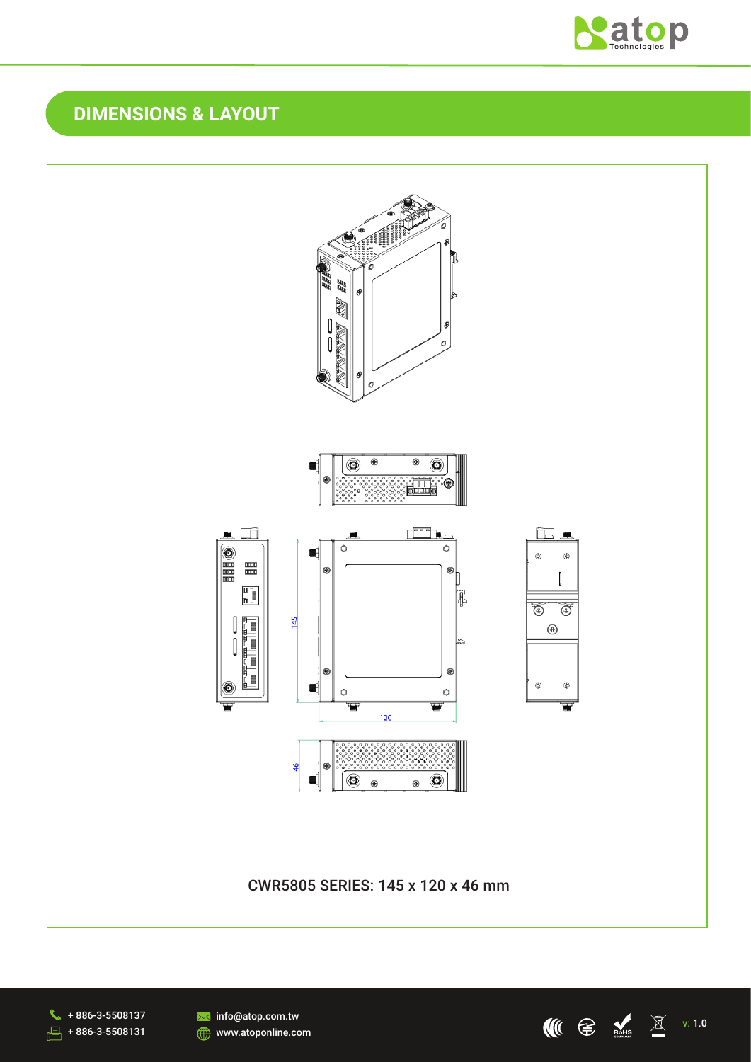## DIMENSIONS & LAYOUT

CWR5805 SERIES: 145 x 120 x 46 mm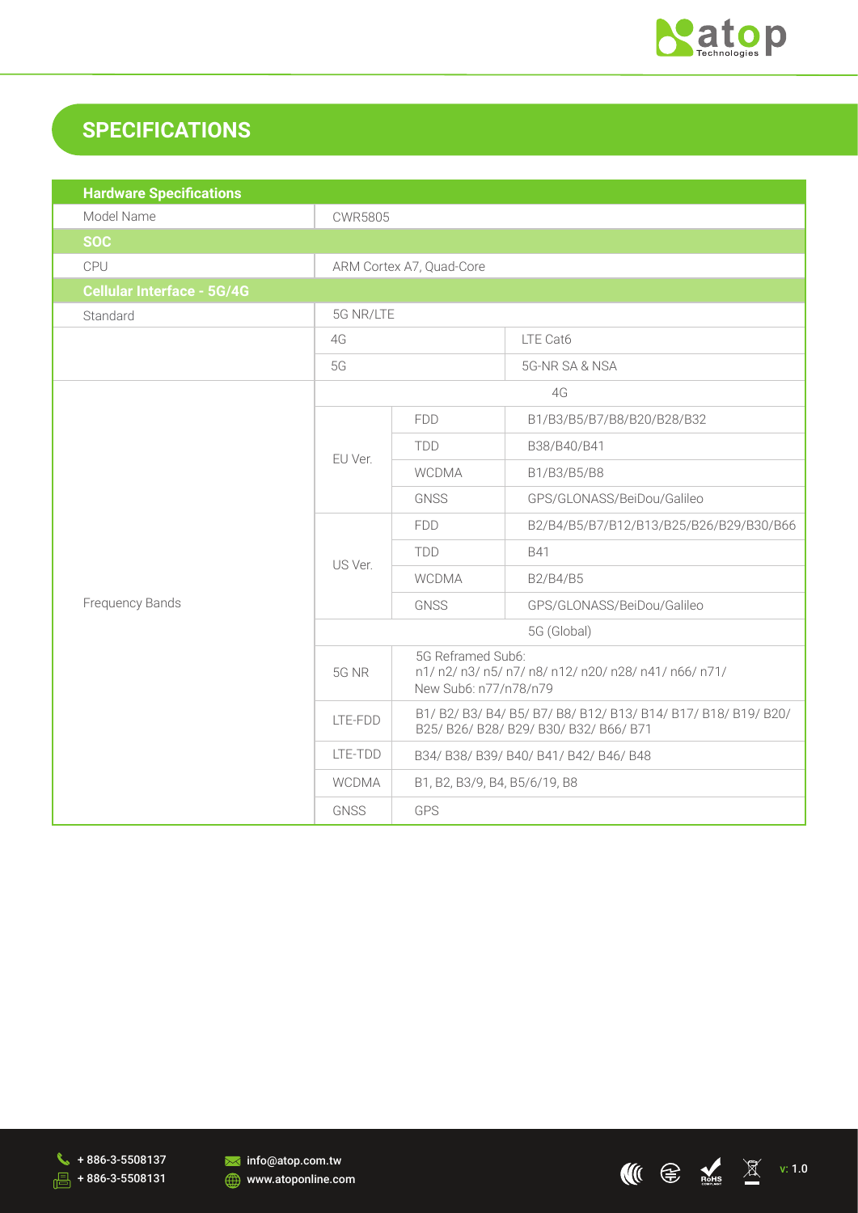## SPECIFICATIONS

| Hardware Specifications | | | |
|---|---|---|---|
| Model Name | CWR5805 | | |
| **SOC** | | | |
| CPU | ARM Cortex A7, Quad-Core | | |
| **Cellular Interface - 5G/4G** | | | |
| Standard | 5G NR/LTE | | |
| | 4G | | LTE Cat6 |
| | 5G | | 5G-NR SA & NSA |
| Frequency Bands | 4G | | |
| | EU Ver. | FDD | B1/B3/B5/B7/B8/B20/B28/B32 |
| | | TDD | B38/B40/B41 |
| | | WCDMA | B1/B3/B5/B8 |
| | | GNSS | GPS/GLONASS/BeiDou/Galileo |
| | US Ver. | FDD | B2/B4/B5/B7/B12/B13/B25/B26/B29/B30/B66 |
| | | TDD | B41 |
| | | WCDMA | B2/B4/B5 |
| | | GNSS | GPS/GLONASS/BeiDou/Galileo |
| | 5G (Global) | | |
| | 5G NR | 5G Reframed Sub6: n1/ n2/ n3/ n5/ n7/ n8/ n12/ n20/ n28/ n41/ n66/ n71/ New Sub6: n77/n78/n79 | |
| | LTE-FDD | B1/ B2/ B3/ B4/ B5/ B7/ B8/ B12/ B13/ B14/ B17/ B18/ B19/ B20/ B25/ B26/ B28/ B29/ B30/ B32/ B66/ B71 | |
| | LTE-TDD | B34/ B38/ B39/ B40/ B41/ B42/ B46/ B48 | |
| | WCDMA | B1, B2, B3/9, B4, B5/6/19, B8 | |
| | GNSS | GPS | |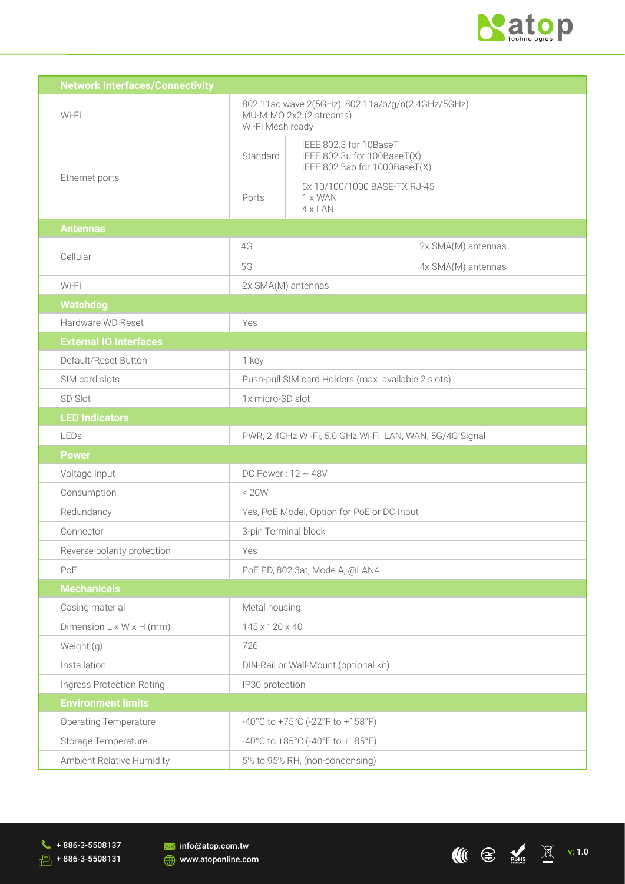| Network Interfaces/Connectivity | | |
|---|---|---|
| Wi-Fi | 802.11ac wave 2(5GHz), 802.11a/b/g/n(2.4GHz/5GHz)<br>MU-MIMO 2x2 (2 streams)<br>Wi-Fi Mesh ready | |
| Ethernet ports | Standard | IEEE 802.3 for 10BaseT<br>IEEE 802.3u for 100BaseT(X)<br>IEEE 802.3ab for 1000BaseT(X) |
| | Ports | 5x 10/100/1000 BASE-TX RJ-45<br>1 x WAN<br>4 x LAN |
| **Antennas** | | |
| Cellular | 4G | 2x SMA(M) antennas |
| | 5G | 4x SMA(M) antennas |
| Wi-Fi | 2x SMA(M) antennas | |
| **Watchdog** | | |
| Hardware WD Reset | Yes | |
| **External IO Interfaces** | | |
| Default/Reset Button | 1 key | |
| SIM card slots | Push-pull SIM card Holders (max. available 2 slots) | |
| SD Slot | 1x micro-SD slot | |
| **LED Indicators** | | |
| LEDs | PWR, 2.4GHz Wi-Fi, 5.0 GHz Wi-Fi, LAN, WAN, 5G/4G Signal | |
| **Power** | | |
| Voltage Input | DC Power : 12 ~ 48V | |
| Consumption | < 20W | |
| Redundancy | Yes, PoE Model, Option for PoE or DC Input | |
| Connector | 3-pin Terminal block | |
| Reverse polarity protection | Yes | |
| PoE | PoE PD, 802.3at, Mode A, @LAN4 | |
| **Mechanicals** | | |
| Casing material | Metal housing | |
| Dimension L x W x H (mm) | 145 x 120 x 40 | |
| Weight (g) | 726 | |
| Installation | DIN-Rail or Wall-Mount (optional kit) | |
| Ingress Protection Rating | IP30 protection | |
| **Environment limits** | | |
| Operating Temperature | -40°C to +75°C (-22°F to +158°F) | |
| Storage Temperature | -40°C to +85°C (-40°F to +185°F) | |
| Ambient Relative Humidity | 5% to 95% RH, (non-condensing) | |

+ 886-3-5508137
+ 886-3-5508131
info@atop.com.tw
www.atoponline.com

v: 1.0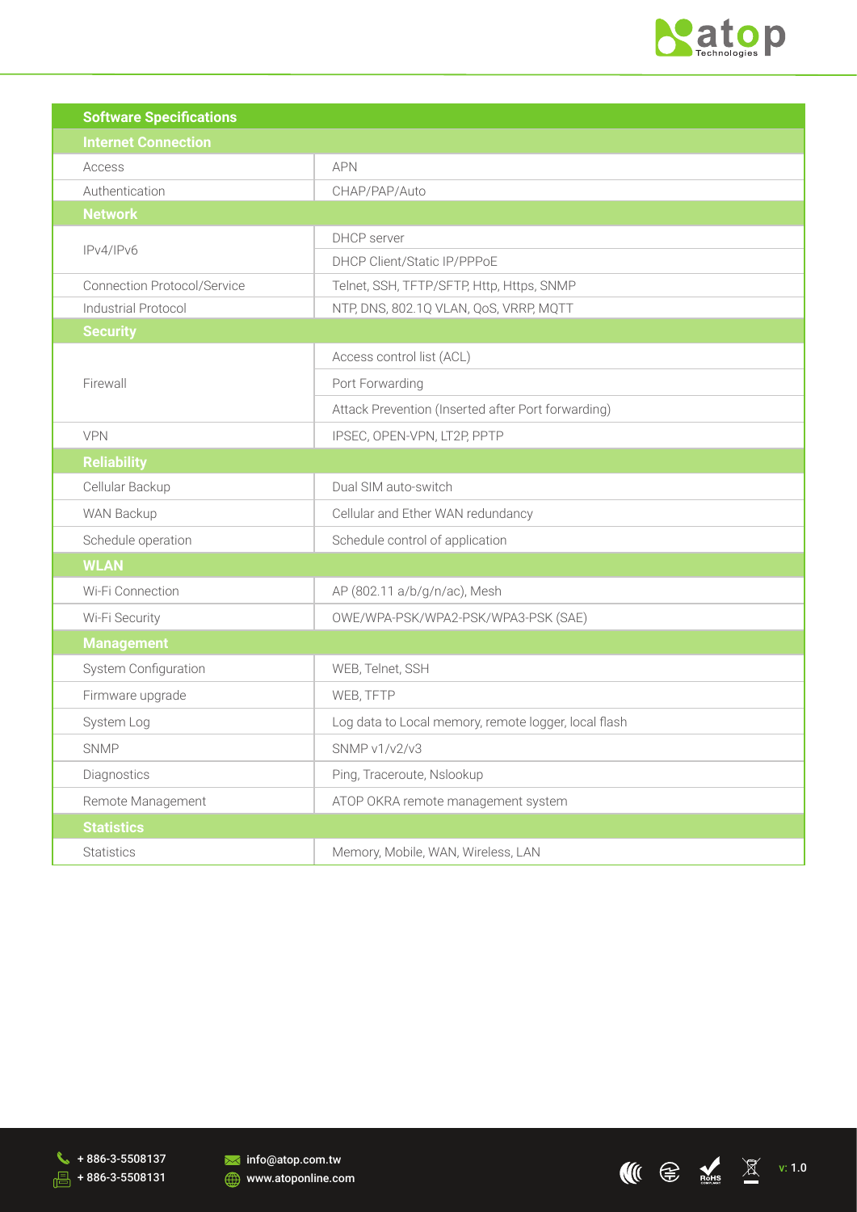| Software Specifications | |
|---|---|
| **Internet Connection** | |
| Access | APN |
| Authentication | CHAP/PAP/Auto |
| **Network** | |
| IPv4/IPv6 | DHCP server |
| | DHCP Client/Static IP/PPPoE |
| Connection Protocol/Service | Telnet, SSH, TFTP/SFTP, Http, Https, SNMP |
| Industrial Protocol | NTP, DNS, 802.1Q VLAN, QoS, VRRP, MQTT |
| **Security** | |
| Firewall | Access control list (ACL) |
| | Port Forwarding |
| | Attack Prevention (Inserted after Port forwarding) |
| VPN | IPSEC, OPEN-VPN, LT2P, PPTP |
| **Reliability** | |
| Cellular Backup | Dual SIM auto-switch |
| WAN Backup | Cellular and Ether WAN redundancy |
| Schedule operation | Schedule control of application |
| **WLAN** | |
| Wi-Fi Connection | AP (802.11 a/b/g/n/ac), Mesh |
| Wi-Fi Security | OWE/WPA-PSK/WPA2-PSK/WPA3-PSK (SAE) |
| **Management** | |
| System Configuration | WEB, Telnet, SSH |
| Firmware upgrade | WEB, TFTP |
| System Log | Log data to Local memory, remote logger, local flash |
| SNMP | SNMP v1/v2/v3 |
| Diagnostics | Ping, Traceroute, Nslookup |
| Remote Management | ATOP OKRA remote management system |
| **Statistics** | |
| Statistics | Memory, Mobile, WAN, Wireless, LAN |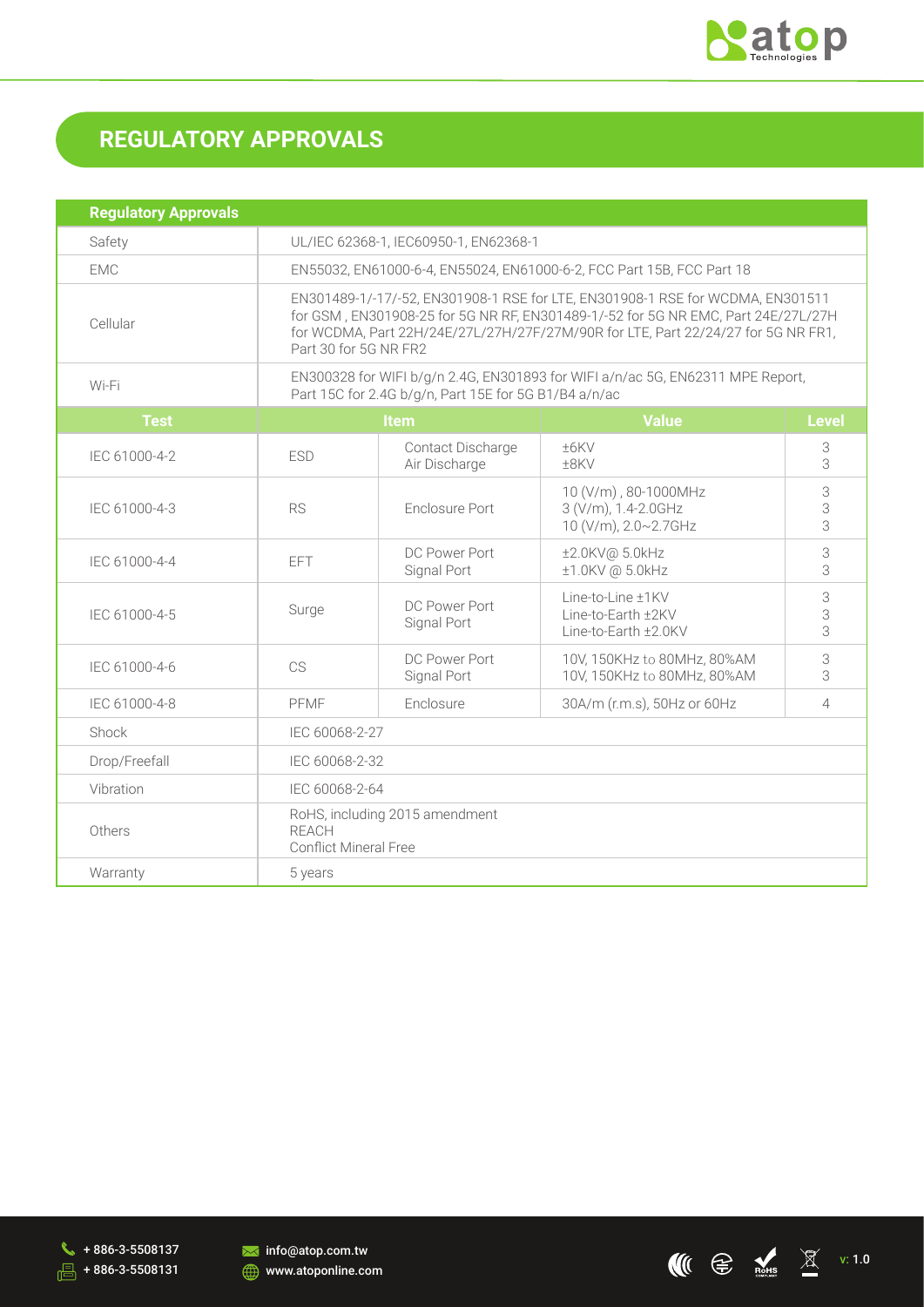# REGULATORY APPROVALS

| Regulatory Approvals | | | | |
|---|---|---|---|---|
| Safety | UL/IEC 62368-1, IEC60950-1, EN62368-1 | | | |
| EMC | EN55032, EN61000-6-4, EN55024, EN61000-6-2, FCC Part 15B, FCC Part 18 | | | |
| Cellular | EN301489-1/-17/-52, EN301908-1 RSE for LTE, EN301908-1 RSE for WCDMA, EN301511 for GSM , EN301908-25 for 5G NR RF, EN301489-1/-52 for 5G NR EMC, Part 24E/27L/27H for WCDMA, Part 22H/24E/27L/27H/27F/27M/90R for LTE, Part 22/24/27 for 5G NR FR1, Part 30 for 5G NR FR2 | | | |
| Wi-Fi | EN300328 for WIFI b/g/n 2.4G, EN301893 for WIFI a/n/ac 5G, EN62311 MPE Report, Part 15C for 2.4G b/g/n, Part 15E for 5G B1/B4 a/n/ac | | | |
| **Test** | **Item** | | **Value** | **Level** |
| IEC 61000-4-2 | ESD | Contact Discharge<br>Air Discharge | ±6KV<br>±8KV | 3<br>3 |
| IEC 61000-4-3 | RS | Enclosure Port | 10 (V/m) , 80-1000MHz<br>3 (V/m), 1.4-2.0GHz<br>10 (V/m), 2.0~2.7GHz | 3<br>3<br>3 |
| IEC 61000-4-4 | EFT | DC Power Port<br>Signal Port | ±2.0KV@ 5.0kHz<br>±1.0KV @ 5.0kHz | 3<br>3 |
| IEC 61000-4-5 | Surge | DC Power Port<br>Signal Port | Line-to-Line ±1KV<br>Line-to-Earth ±2KV<br>Line-to-Earth ±2.0KV | 3<br>3<br>3 |
| IEC 61000-4-6 | CS | DC Power Port<br>Signal Port | 10V, 150KHz to 80MHz, 80%AM<br>10V, 150KHz to 80MHz, 80%AM | 3<br>3 |
| IEC 61000-4-8 | PFMF | Enclosure | 30A/m (r.m.s), 50Hz or 60Hz | 4 |
| Shock | IEC 60068-2-27 | | | |
| Drop/Freefall | IEC 60068-2-32 | | | |
| Vibration | IEC 60068-2-64 | | | |
| Others | RoHS, including 2015 amendment<br>REACH<br>Conflict Mineral Free | | | |
| Warranty | 5 years | | | |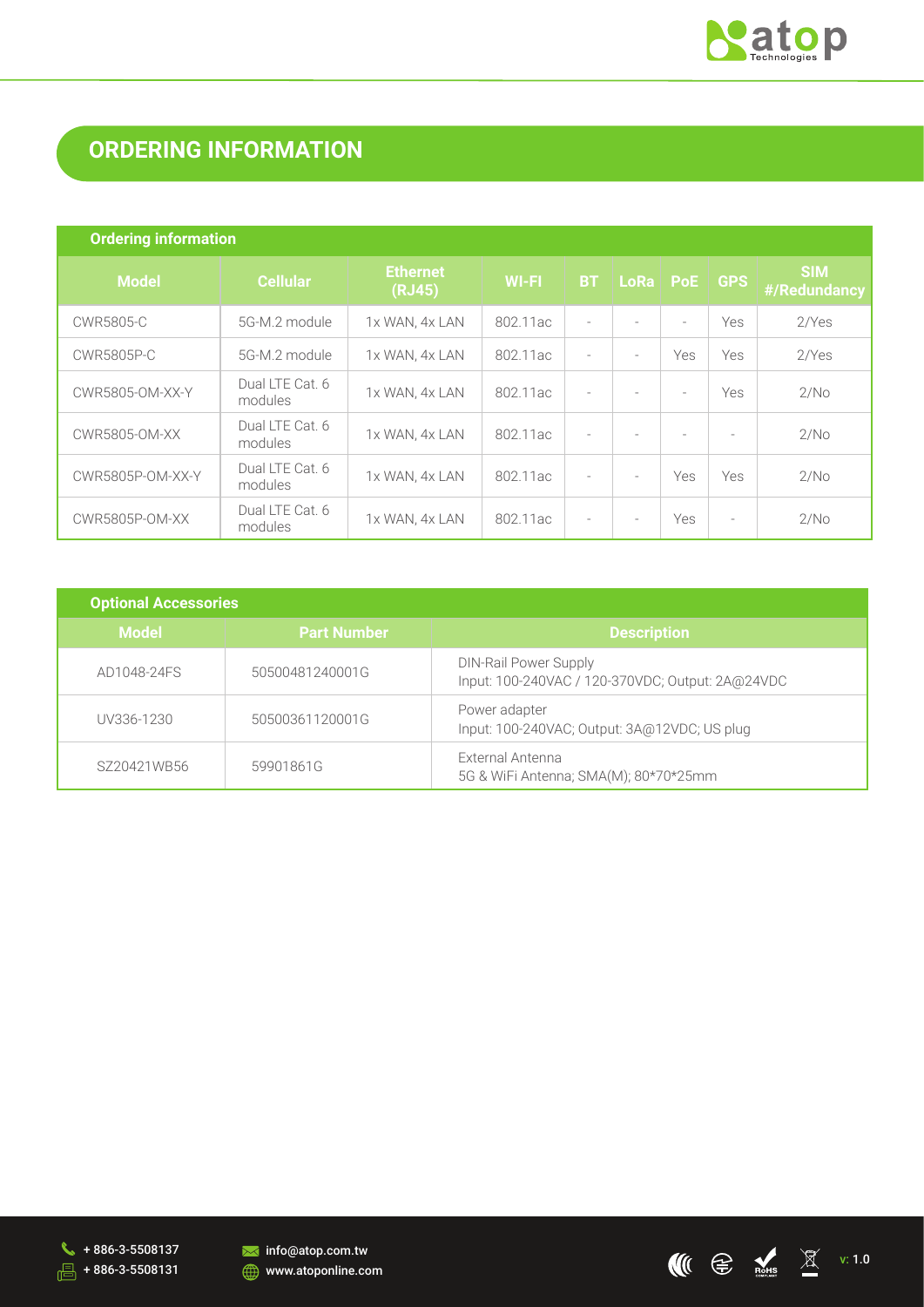# ORDERING INFORMATION

## Ordering information

| Model | Cellular | Ethernet (RJ45) | WI-FI | BT | LoRa | PoE | GPS | SIM #/Redundancy |
|---|---|---|---|---|---|---|---|---|
| CWR5805-C | 5G-M.2 module | 1x WAN, 4x LAN | 802.11ac | - | - | - | Yes | 2/Yes |
| CWR5805P-C | 5G-M.2 module | 1x WAN, 4x LAN | 802.11ac | - | - | Yes | Yes | 2/Yes |
| CWR5805-OM-XX-Y | Dual LTE Cat. 6 modules | 1x WAN, 4x LAN | 802.11ac | - | - | - | Yes | 2/No |
| CWR5805-OM-XX | Dual LTE Cat. 6 modules | 1x WAN, 4x LAN | 802.11ac | - | - | - | - | 2/No |
| CWR5805P-OM-XX-Y | Dual LTE Cat. 6 modules | 1x WAN, 4x LAN | 802.11ac | - | - | Yes | Yes | 2/No |
| CWR5805P-OM-XX | Dual LTE Cat. 6 modules | 1x WAN, 4x LAN | 802.11ac | - | - | Yes | - | 2/No |

## Optional Accessories

| Model | Part Number | Description |
|---|---|---|
| AD1048-24FS | 50500481240001G | DIN-Rail Power Supply<br>Input: 100-240VAC / 120-370VDC; Output: 2A@24VDC |
| UV336-1230 | 50500361120001G | Power adapter<br>Input: 100-240VAC; Output: 3A@12VDC; US plug |
| SZ20421WB56 | 59901861G | External Antenna<br>5G & WiFi Antenna; SMA(M); 80*70*25mm |